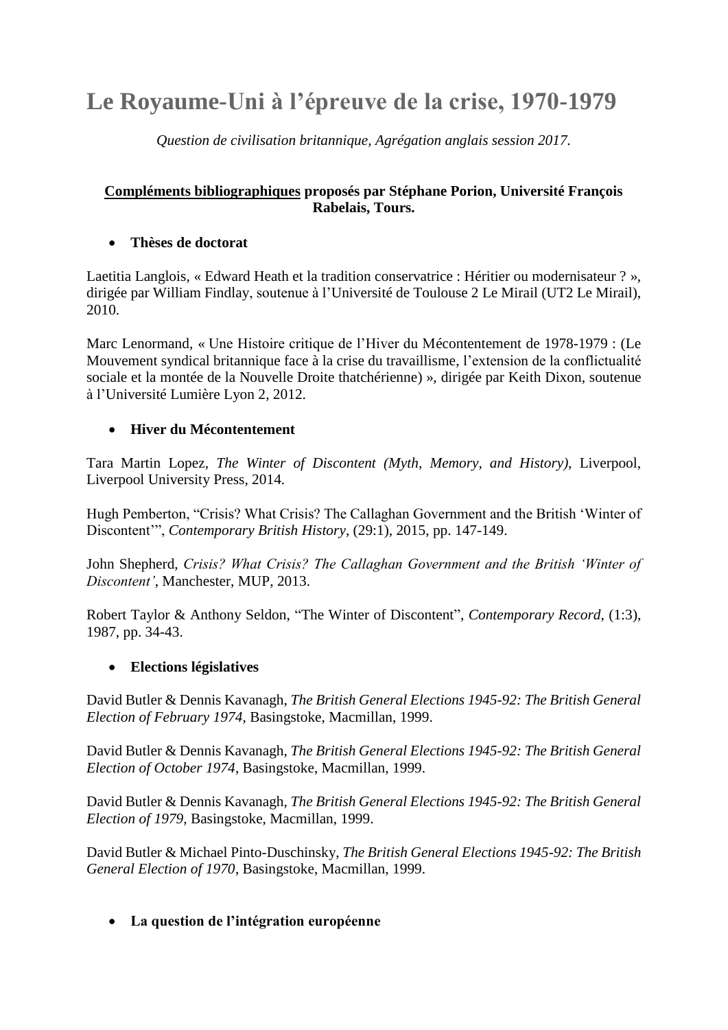# Le Royaume-Uni à l'épreuve de la crise, 1970-1979

*Question de civilisation britannique, Agrégation anglais session 2017.*

**<u>Compléments bibliographiques</u> proposés par Stéphane Porion, Université François Rabelais, Tours.**

- **Thèses de doctorat**

Laetitia Langlois, « Edward Heath et la tradition conservatrice : Héritier ou modernisateur ? », dirigée par William Findlay, soutenue à l'Université de Toulouse 2 Le Mirail (UT2 Le Mirail), 2010.

Marc Lenormand, « Une Histoire critique de l'Hiver du Mécontentement de 1978-1979 : (Le Mouvement syndical britannique face à la crise du travaillisme, l'extension de la conflictualité sociale et la montée de la Nouvelle Droite thatchérienne) », dirigée par Keith Dixon, soutenue à l'Université Lumière Lyon 2, 2012.

- **Hiver du Mécontentement**

Tara Martin Lopez, *The Winter of Discontent (Myth, Memory, and History)*, Liverpool, Liverpool University Press, 2014.

Hugh Pemberton, "Crisis? What Crisis? The Callaghan Government and the British 'Winter of Discontent'", *Contemporary British History*, (29:1), 2015, pp. 147-149.

John Shepherd, *Crisis? What Crisis? The Callaghan Government and the British 'Winter of Discontent'*, Manchester, MUP, 2013.

Robert Taylor & Anthony Seldon, "The Winter of Discontent", *Contemporary Record*, (1:3), 1987, pp. 34-43.

- **Elections législatives**

David Butler & Dennis Kavanagh, *The British General Elections 1945-92: The British General Election of February 1974*, Basingstoke, Macmillan, 1999.

David Butler & Dennis Kavanagh, *The British General Elections 1945-92: The British General Election of October 1974*, Basingstoke, Macmillan, 1999.

David Butler & Dennis Kavanagh, *The British General Elections 1945-92: The British General Election of 1979*, Basingstoke, Macmillan, 1999.

David Butler & Michael Pinto-Duschinsky, *The British General Elections 1945-92: The British General Election of 1970*, Basingstoke, Macmillan, 1999.

- **La question de l'intégration européenne**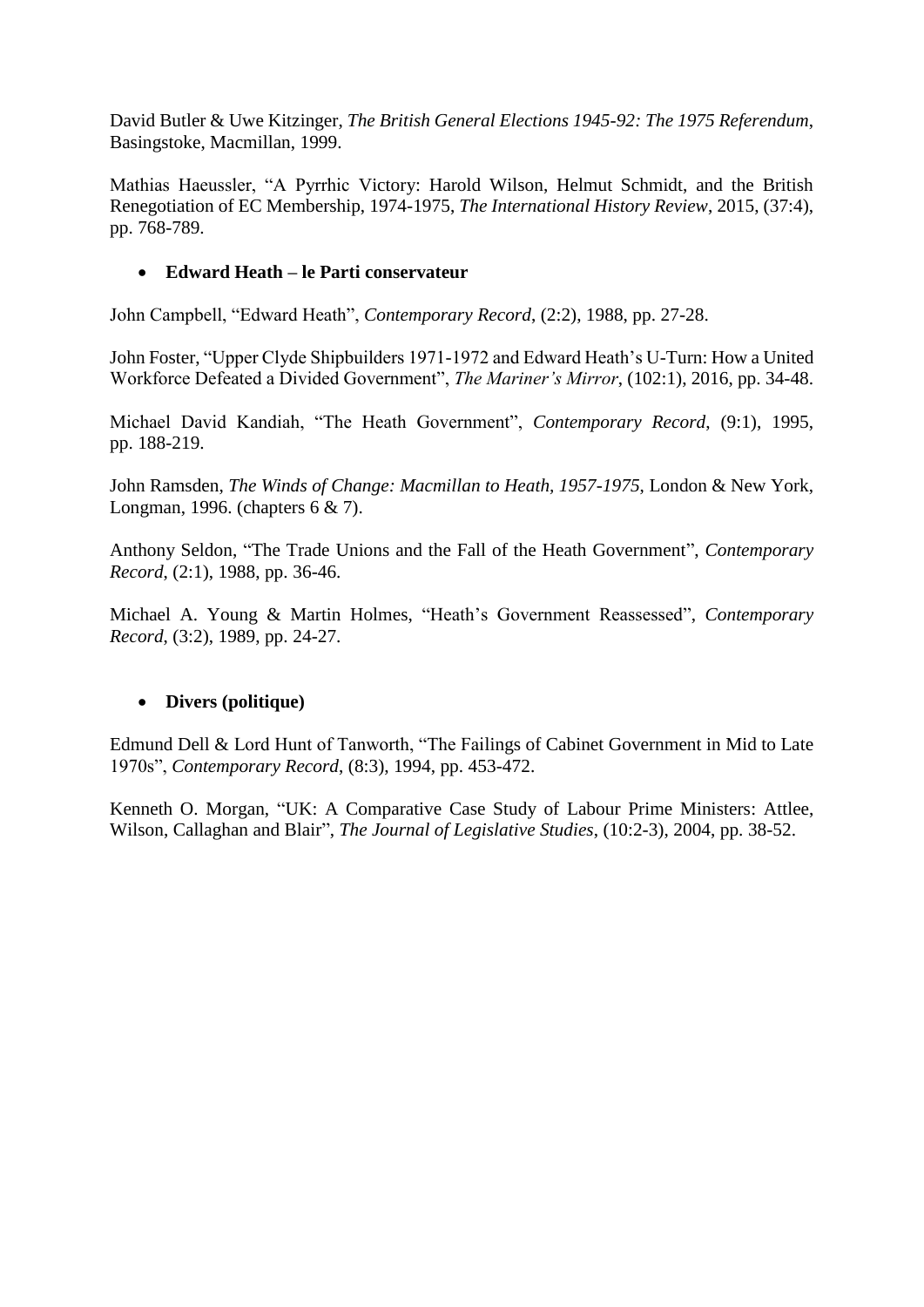David Butler & Uwe Kitzinger, *The British General Elections 1945-92: The 1975 Referendum*, Basingstoke, Macmillan, 1999.

Mathias Haeussler, "A Pyrrhic Victory: Harold Wilson, Helmut Schmidt, and the British Renegotiation of EC Membership, 1974-1975, *The International History Review*, 2015, (37:4), pp. 768-789.

- **Edward Heath – le Parti conservateur**

John Campbell, "Edward Heath", *Contemporary Record*, (2:2), 1988, pp. 27-28.

John Foster, "Upper Clyde Shipbuilders 1971-1972 and Edward Heath's U-Turn: How a United Workforce Defeated a Divided Government", *The Mariner's Mirror*, (102:1), 2016, pp. 34-48.

Michael David Kandiah, "The Heath Government", *Contemporary Record*, (9:1), 1995, pp. 188-219.

John Ramsden, *The Winds of Change: Macmillan to Heath, 1957-1975*, London & New York, Longman, 1996. (chapters 6 & 7).

Anthony Seldon, "The Trade Unions and the Fall of the Heath Government", *Contemporary Record*, (2:1), 1988, pp. 36-46.

Michael A. Young & Martin Holmes, "Heath's Government Reassessed", *Contemporary Record*, (3:2), 1989, pp. 24-27.

- **Divers (politique)**

Edmund Dell & Lord Hunt of Tanworth, "The Failings of Cabinet Government in Mid to Late 1970s", *Contemporary Record*, (8:3), 1994, pp. 453-472.

Kenneth O. Morgan, "UK: A Comparative Case Study of Labour Prime Ministers: Attlee, Wilson, Callaghan and Blair", *The Journal of Legislative Studies*, (10:2-3), 2004, pp. 38-52.